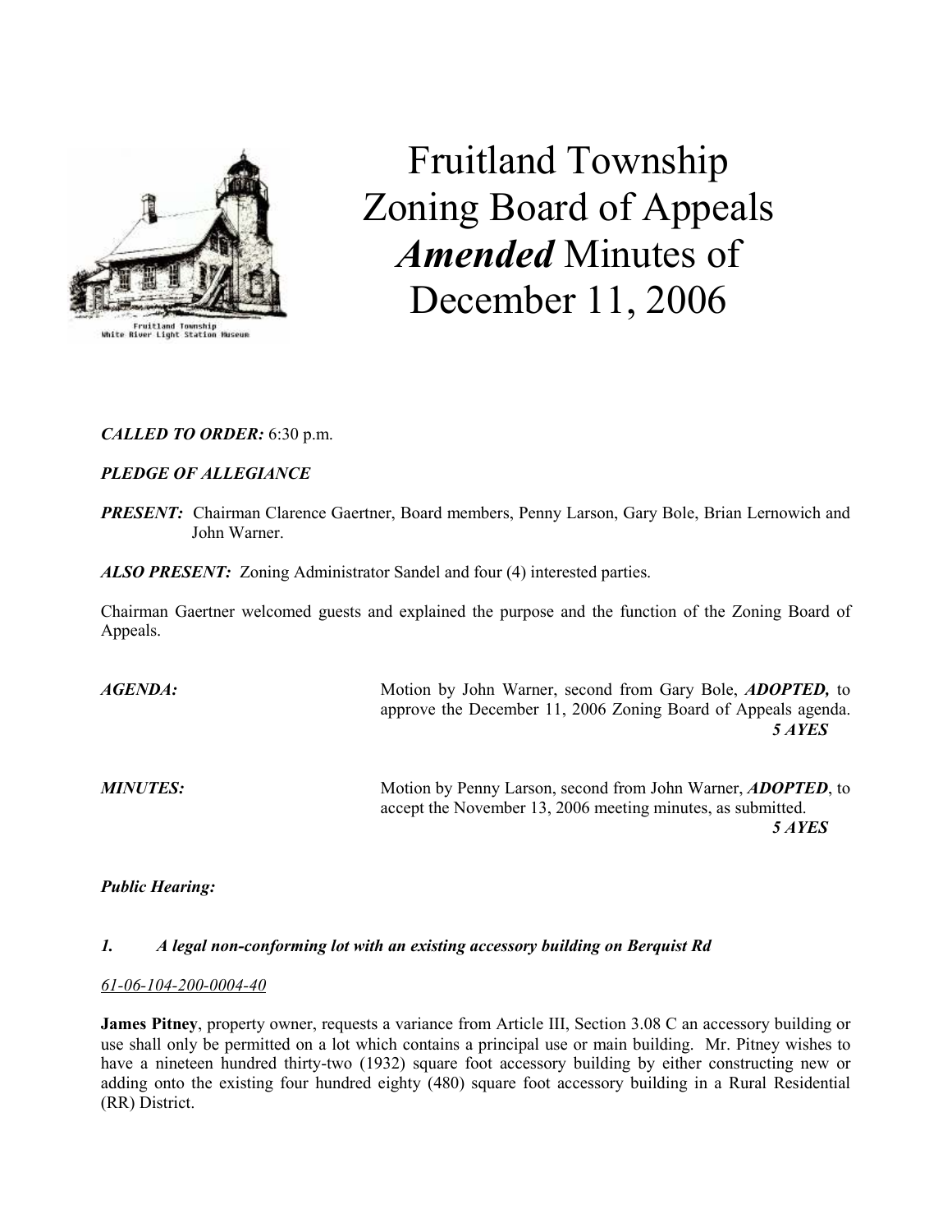# Fruitland Township Zoning Board of Appeals *Amended* Minutes of December 11, 2006

***CALLED TO ORDER:*** 6:30 p.m.

***PLEDGE OF ALLEGIANCE***

***PRESENT:*** Chairman Clarence Gaertner, Board members, Penny Larson, Gary Bole, Brian Lernowich and John Warner.

***ALSO PRESENT:*** Zoning Administrator Sandel and four (4) interested parties.

Chairman Gaertner welcomed guests and explained the purpose and the function of the Zoning Board of Appeals.

***AGENDA:*** Motion by John Warner, second from Gary Bole, ***ADOPTED,*** to approve the December 11, 2006 Zoning Board of Appeals agenda. ***5 AYES***

***MINUTES:*** Motion by Penny Larson, second from John Warner, ***ADOPTED***, to accept the November 13, 2006 meeting minutes, as submitted. ***5 AYES***

***Public Hearing:***

***1. A legal non-conforming lot with an existing accessory building on Berquist Rd***

*61-06-104-200-0004-40*

**James Pitney**, property owner, requests a variance from Article III, Section 3.08 C an accessory building or use shall only be permitted on a lot which contains a principal use or main building. Mr. Pitney wishes to have a nineteen hundred thirty-two (1932) square foot accessory building by either constructing new or adding onto the existing four hundred eighty (480) square foot accessory building in a Rural Residential (RR) District.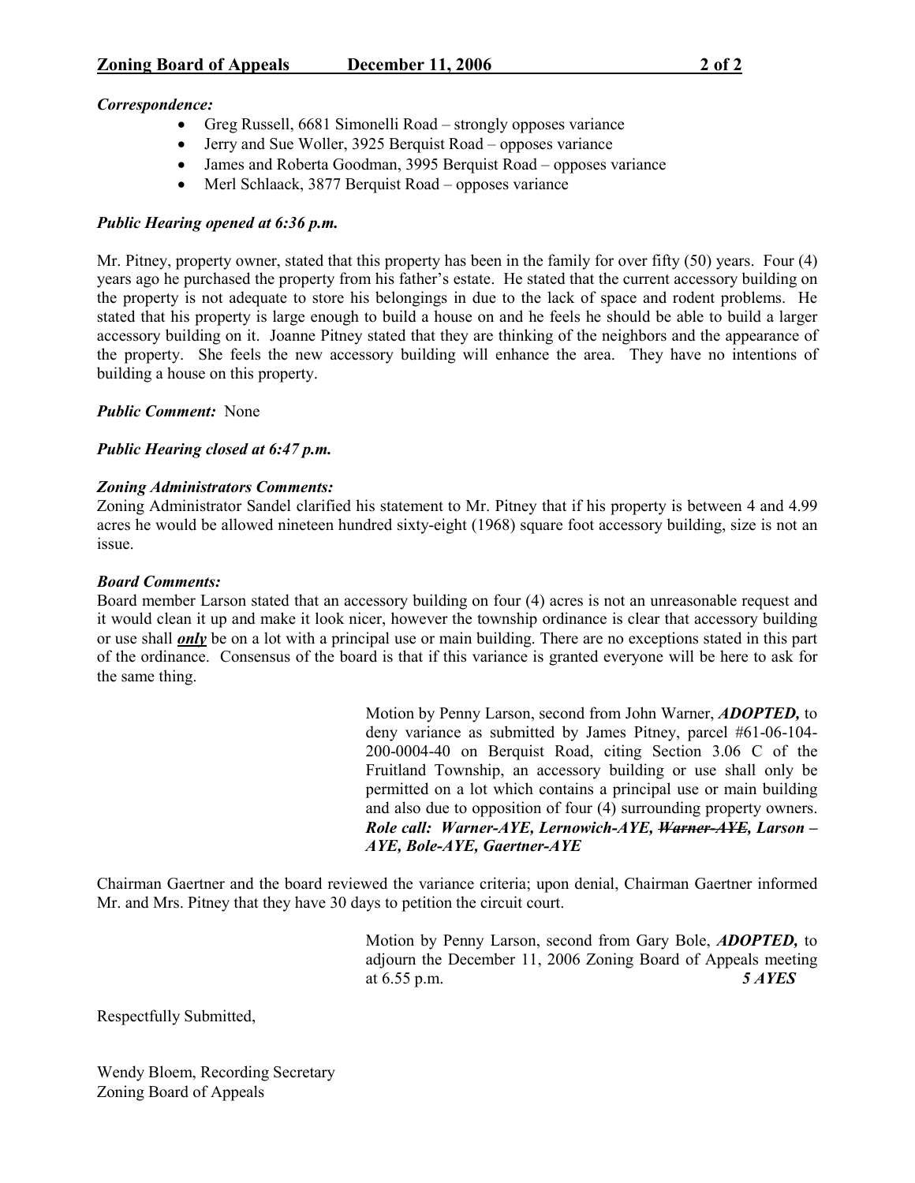***Correspondence:***

- Greg Russell, 6681 Simonelli Road – strongly opposes variance
- Jerry and Sue Woller, 3925 Berquist Road – opposes variance
- James and Roberta Goodman, 3995 Berquist Road – opposes variance
- Merl Schlaack, 3877 Berquist Road – opposes variance

***Public Hearing opened at 6:36 p.m.***

Mr. Pitney, property owner, stated that this property has been in the family for over fifty (50) years. Four (4) years ago he purchased the property from his father's estate. He stated that the current accessory building on the property is not adequate to store his belongings in due to the lack of space and rodent problems. He stated that his property is large enough to build a house on and he feels he should be able to build a larger accessory building on it. Joanne Pitney stated that they are thinking of the neighbors and the appearance of the property. She feels the new accessory building will enhance the area. They have no intentions of building a house on this property.

***Public Comment:*** None

***Public Hearing closed at 6:47 p.m.***

***Zoning Administrators Comments:***
Zoning Administrator Sandel clarified his statement to Mr. Pitney that if his property is between 4 and 4.99 acres he would be allowed nineteen hundred sixty-eight (1968) square foot accessory building, size is not an issue.

***Board Comments:***
Board member Larson stated that an accessory building on four (4) acres is not an unreasonable request and it would clean it up and make it look nicer, however the township ordinance is clear that accessory building or use shall ***only*** be on a lot with a principal use or main building. There are no exceptions stated in this part of the ordinance. Consensus of the board is that if this variance is granted everyone will be here to ask for the same thing.

Motion by Penny Larson, second from John Warner, ***ADOPTED,*** to deny variance as submitted by James Pitney, parcel #61-06-104-200-0004-40 on Berquist Road, citing Section 3.06 C of the Fruitland Township, an accessory building or use shall only be permitted on a lot which contains a principal use or main building and also due to opposition of four (4) surrounding property owners. ***Role call: Warner-AYE, Lernowich-AYE, ~~Warner-AYE~~, Larson – AYE, Bole-AYE, Gaertner-AYE***

Chairman Gaertner and the board reviewed the variance criteria; upon denial, Chairman Gaertner informed Mr. and Mrs. Pitney that they have 30 days to petition the circuit court.

Motion by Penny Larson, second from Gary Bole, ***ADOPTED,*** to adjourn the December 11, 2006 Zoning Board of Appeals meeting at 6.55 p.m. ***5 AYES***

Respectfully Submitted,

Wendy Bloem, Recording Secretary
Zoning Board of Appeals